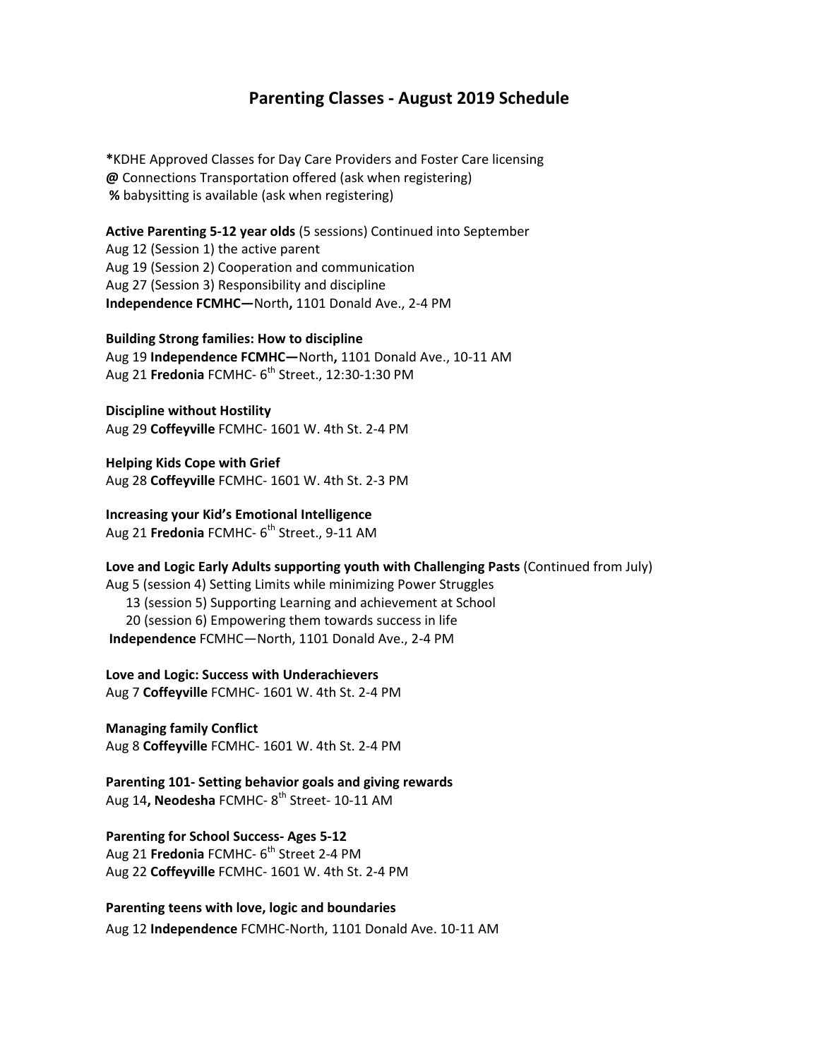# Parenting Classes - August 2019 Schedule

**\***KDHE Approved Classes for Day Care Providers and Foster Care licensing
**@** Connections Transportation offered (ask when registering)
**%** babysitting is available (ask when registering)

**Active Parenting 5-12 year olds** (5 sessions) Continued into September
Aug 12 (Session 1) the active parent
Aug 19 (Session 2) Cooperation and communication
Aug 27 (Session 3) Responsibility and discipline
**Independence FCMHC—**North**,** 1101 Donald Ave., 2-4 PM

**Building Strong families: How to discipline**
Aug 19 **Independence FCMHC—**North**,** 1101 Donald Ave., 10-11 AM
Aug 21 **Fredonia** FCMHC- 6th Street., 12:30-1:30 PM

**Discipline without Hostility**
Aug 29 **Coffeyville** FCMHC- 1601 W. 4th St. 2-4 PM

**Helping Kids Cope with Grief**
Aug 28 **Coffeyville** FCMHC- 1601 W. 4th St. 2-3 PM

**Increasing your Kid's Emotional Intelligence**
Aug 21 **Fredonia** FCMHC- 6th Street., 9-11 AM

**Love and Logic Early Adults supporting youth with Challenging Pasts** (Continued from July)
Aug 5 (session 4) Setting Limits while minimizing Power Struggles
13 (session 5) Supporting Learning and achievement at School
20 (session 6) Empowering them towards success in life
**Independence** FCMHC—North, 1101 Donald Ave., 2-4 PM

**Love and Logic: Success with Underachievers**
Aug 7 **Coffeyville** FCMHC- 1601 W. 4th St. 2-4 PM

**Managing family Conflict**
Aug 8 **Coffeyville** FCMHC- 1601 W. 4th St. 2-4 PM

**Parenting 101- Setting behavior goals and giving rewards**
Aug 14**, Neodesha** FCMHC- 8th Street- 10-11 AM

**Parenting for School Success- Ages 5-12**
Aug 21 **Fredonia** FCMHC- 6th Street 2-4 PM
Aug 22 **Coffeyville** FCMHC- 1601 W. 4th St. 2-4 PM

**Parenting teens with love, logic and boundaries**
Aug 12 **Independence** FCMHC-North, 1101 Donald Ave. 10-11 AM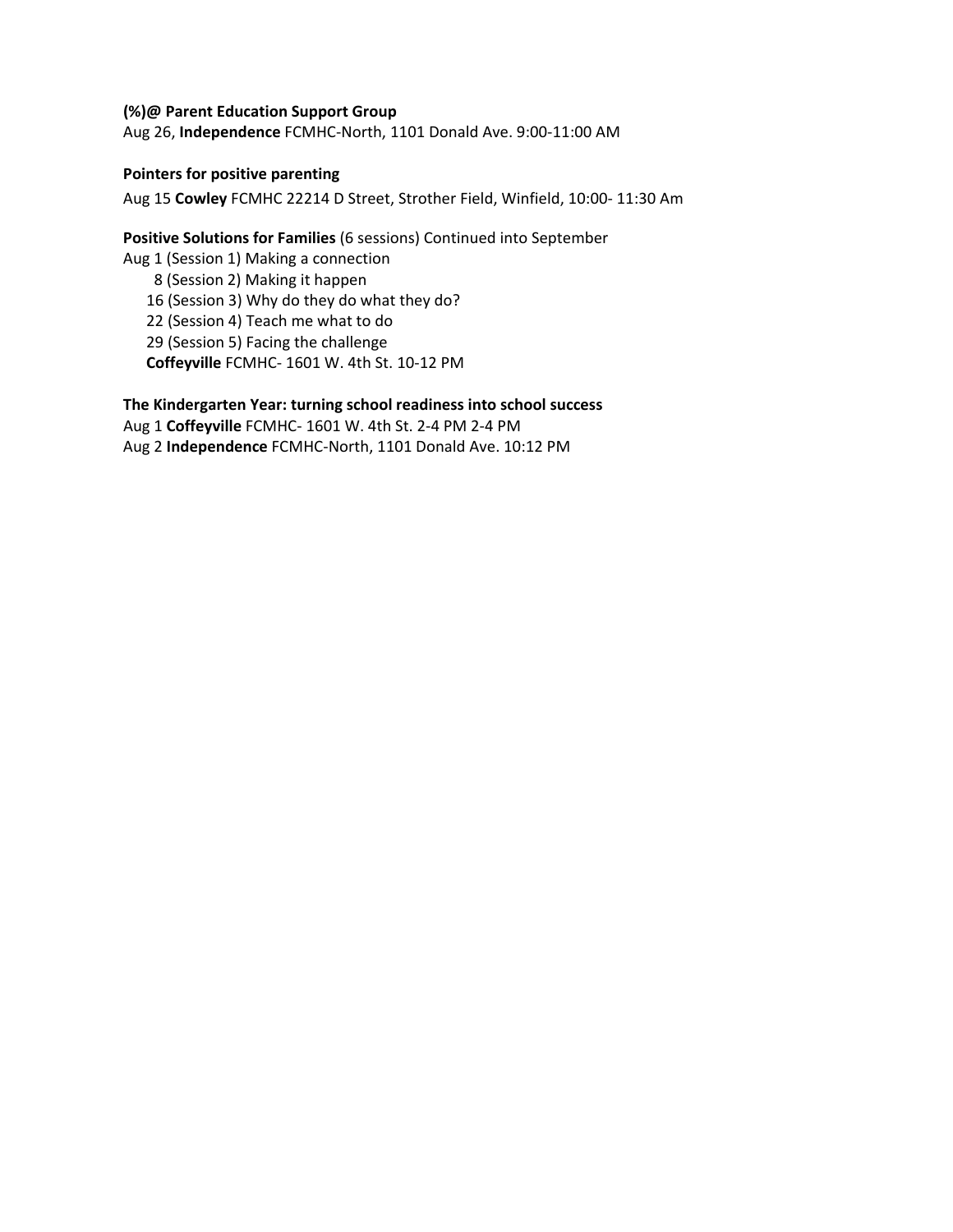**(%)@ Parent Education Support Group**

Aug 26, **Independence** FCMHC-North, 1101 Donald Ave. 9:00-11:00 AM

**Pointers for positive parenting**

Aug 15 **Cowley** FCMHC 22214 D Street, Strother Field, Winfield, 10:00- 11:30 Am

**Positive Solutions for Families** (6 sessions) Continued into September

Aug 1 (Session 1) Making a connection
8 (Session 2) Making it happen
16 (Session 3) Why do they do what they do?
22 (Session 4) Teach me what to do
29 (Session 5) Facing the challenge
**Coffeyville** FCMHC- 1601 W. 4th St. 10-12 PM

**The Kindergarten Year: turning school readiness into school success**

Aug 1 **Coffeyville** FCMHC- 1601 W. 4th St. 2-4 PM 2-4 PM
Aug 2 **Independence** FCMHC-North, 1101 Donald Ave. 10:12 PM